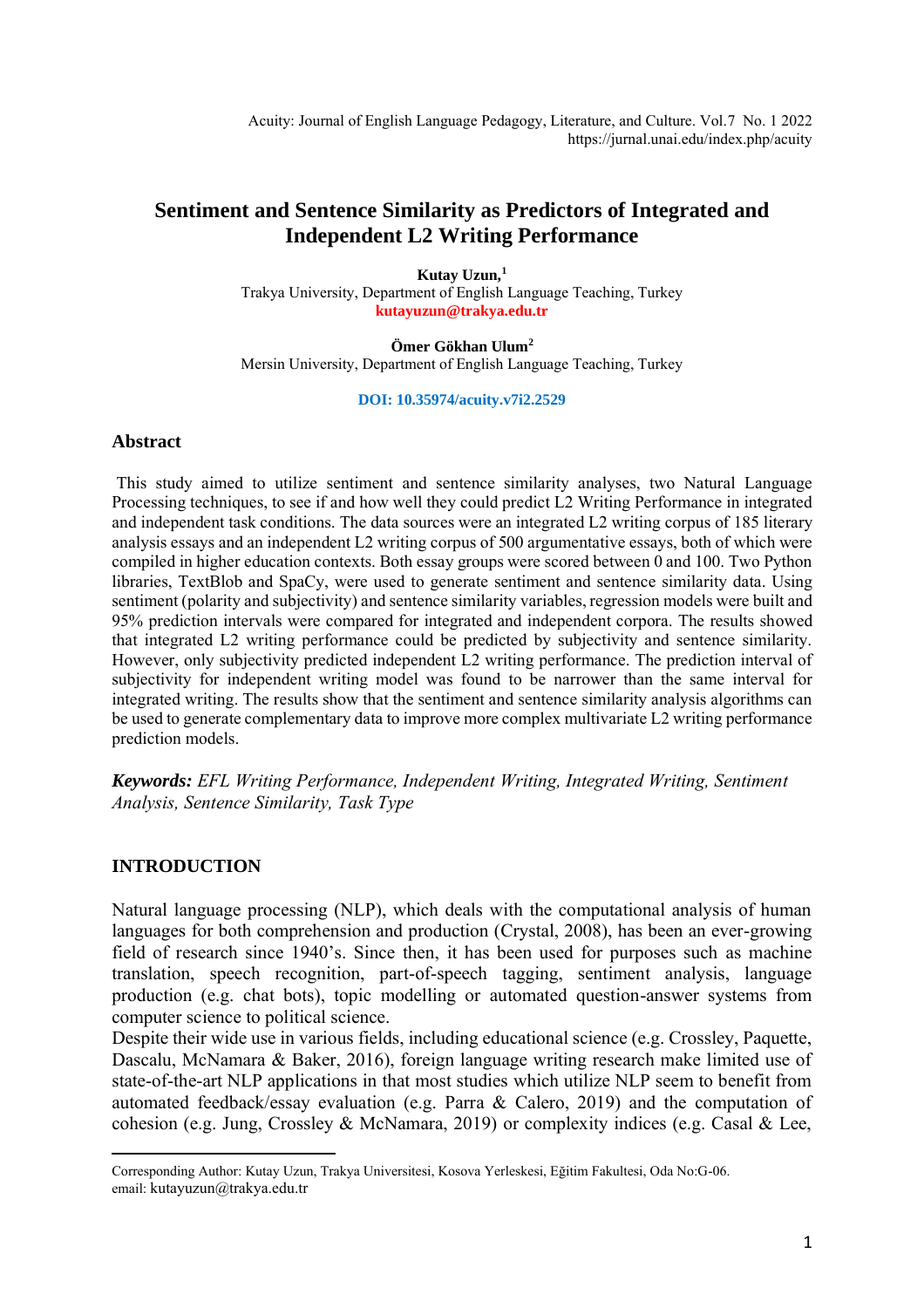# Sentiment and Sentence Similarity as Predictors of Integrated and Independent L2 Writing Performance

**Kutay Uzun,**[1]
Trakya University, Department of English Language Teaching, Turkey
**kutayuzun@trakya.edu.tr**

**Ömer Gökhan Ulum**[2]
Mersin University, Department of English Language Teaching, Turkey

**DOI: 10.35974/acuity.v7i2.2529**

## Abstract

This study aimed to utilize sentiment and sentence similarity analyses, two Natural Language Processing techniques, to see if and how well they could predict L2 Writing Performance in integrated and independent task conditions. The data sources were an integrated L2 writing corpus of 185 literary analysis essays and an independent L2 writing corpus of 500 argumentative essays, both of which were compiled in higher education contexts. Both essay groups were scored between 0 and 100. Two Python libraries, TextBlob and SpaCy, were used to generate sentiment and sentence similarity data. Using sentiment (polarity and subjectivity) and sentence similarity variables, regression models were built and 95% prediction intervals were compared for integrated and independent corpora. The results showed that integrated L2 writing performance could be predicted by subjectivity and sentence similarity. However, only subjectivity predicted independent L2 writing performance. The prediction interval of subjectivity for independent writing model was found to be narrower than the same interval for integrated writing. The results show that the sentiment and sentence similarity analysis algorithms can be used to generate complementary data to improve more complex multivariate L2 writing performance prediction models.

***Keywords:*** *EFL Writing Performance, Independent Writing, Integrated Writing, Sentiment Analysis, Sentence Similarity, Task Type*

## INTRODUCTION

Natural language processing (NLP), which deals with the computational analysis of human languages for both comprehension and production (Crystal, 2008), has been an ever-growing field of research since 1940's. Since then, it has been used for purposes such as machine translation, speech recognition, part-of-speech tagging, sentiment analysis, language production (e.g. chat bots), topic modelling or automated question-answer systems from computer science to political science.

Despite their wide use in various fields, including educational science (e.g. Crossley, Paquette, Dascalu, McNamara & Baker, 2016), foreign language writing research make limited use of state-of-the-art NLP applications in that most studies which utilize NLP seem to benefit from automated feedback/essay evaluation (e.g. Parra & Calero, 2019) and the computation of cohesion (e.g. Jung, Crossley & McNamara, 2019) or complexity indices (e.g. Casal & Lee,

---

Corresponding Author: Kutay Uzun, Trakya Universitesi, Kosova Yerleskesi, Eğitim Fakultesi, Oda No:G-06.
email: kutayuzun@trakya.edu.tr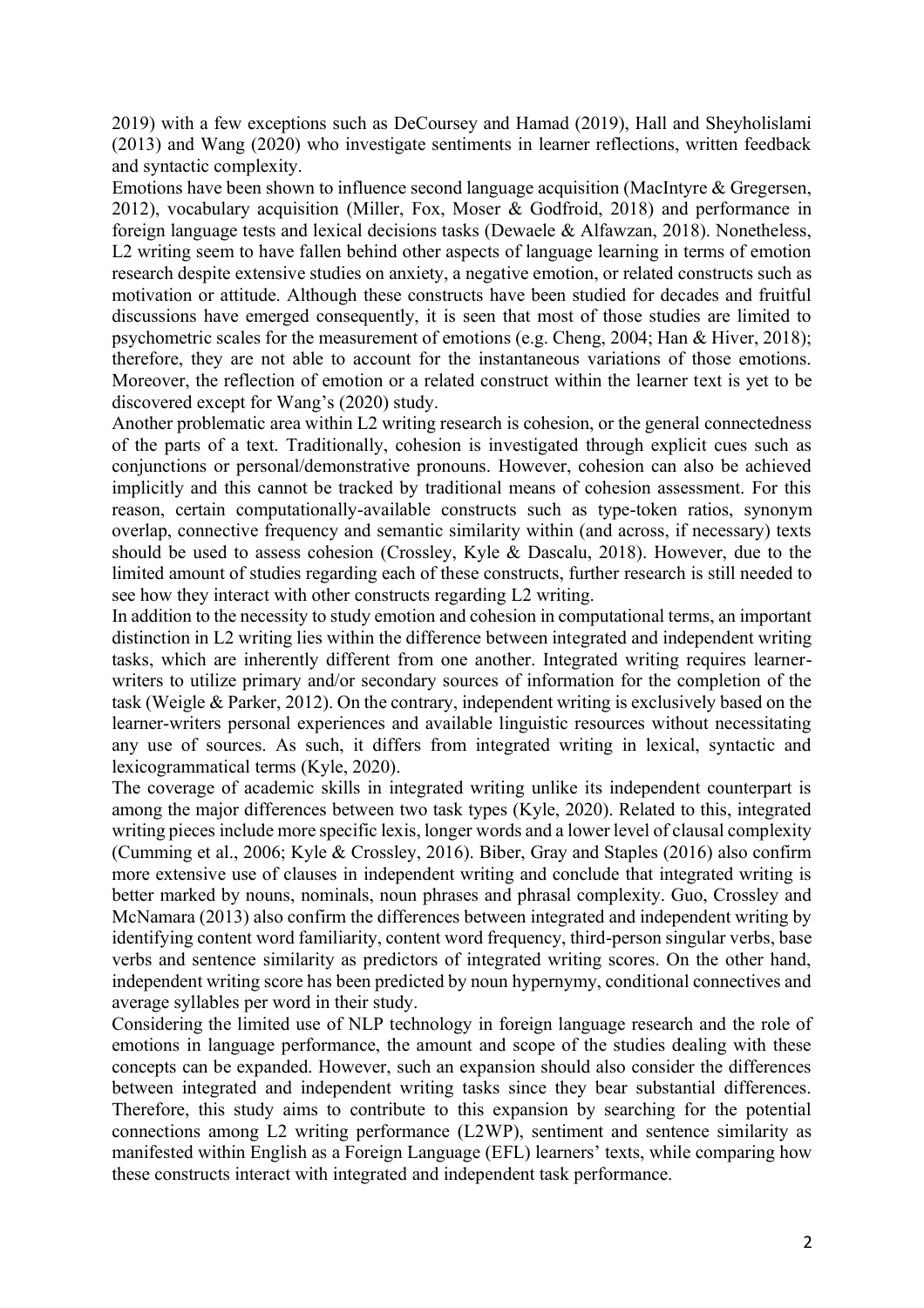2019) with a few exceptions such as DeCoursey and Hamad (2019), Hall and Sheyholislami (2013) and Wang (2020) who investigate sentiments in learner reflections, written feedback and syntactic complexity.

Emotions have been shown to influence second language acquisition (MacIntyre & Gregersen, 2012), vocabulary acquisition (Miller, Fox, Moser & Godfroid, 2018) and performance in foreign language tests and lexical decisions tasks (Dewaele & Alfawzan, 2018). Nonetheless, L2 writing seem to have fallen behind other aspects of language learning in terms of emotion research despite extensive studies on anxiety, a negative emotion, or related constructs such as motivation or attitude. Although these constructs have been studied for decades and fruitful discussions have emerged consequently, it is seen that most of those studies are limited to psychometric scales for the measurement of emotions (e.g. Cheng, 2004; Han & Hiver, 2018); therefore, they are not able to account for the instantaneous variations of those emotions. Moreover, the reflection of emotion or a related construct within the learner text is yet to be discovered except for Wang's (2020) study.

Another problematic area within L2 writing research is cohesion, or the general connectedness of the parts of a text. Traditionally, cohesion is investigated through explicit cues such as conjunctions or personal/demonstrative pronouns. However, cohesion can also be achieved implicitly and this cannot be tracked by traditional means of cohesion assessment. For this reason, certain computationally-available constructs such as type-token ratios, synonym overlap, connective frequency and semantic similarity within (and across, if necessary) texts should be used to assess cohesion (Crossley, Kyle & Dascalu, 2018). However, due to the limited amount of studies regarding each of these constructs, further research is still needed to see how they interact with other constructs regarding L2 writing.

In addition to the necessity to study emotion and cohesion in computational terms, an important distinction in L2 writing lies within the difference between integrated and independent writing tasks, which are inherently different from one another. Integrated writing requires learner-writers to utilize primary and/or secondary sources of information for the completion of the task (Weigle & Parker, 2012). On the contrary, independent writing is exclusively based on the learner-writers personal experiences and available linguistic resources without necessitating any use of sources. As such, it differs from integrated writing in lexical, syntactic and lexicogrammatical terms (Kyle, 2020).

The coverage of academic skills in integrated writing unlike its independent counterpart is among the major differences between two task types (Kyle, 2020). Related to this, integrated writing pieces include more specific lexis, longer words and a lower level of clausal complexity (Cumming et al., 2006; Kyle & Crossley, 2016). Biber, Gray and Staples (2016) also confirm more extensive use of clauses in independent writing and conclude that integrated writing is better marked by nouns, nominals, noun phrases and phrasal complexity. Guo, Crossley and McNamara (2013) also confirm the differences between integrated and independent writing by identifying content word familiarity, content word frequency, third-person singular verbs, base verbs and sentence similarity as predictors of integrated writing scores. On the other hand, independent writing score has been predicted by noun hypernymy, conditional connectives and average syllables per word in their study.

Considering the limited use of NLP technology in foreign language research and the role of emotions in language performance, the amount and scope of the studies dealing with these concepts can be expanded. However, such an expansion should also consider the differences between integrated and independent writing tasks since they bear substantial differences. Therefore, this study aims to contribute to this expansion by searching for the potential connections among L2 writing performance (L2WP), sentiment and sentence similarity as manifested within English as a Foreign Language (EFL) learners' texts, while comparing how these constructs interact with integrated and independent task performance.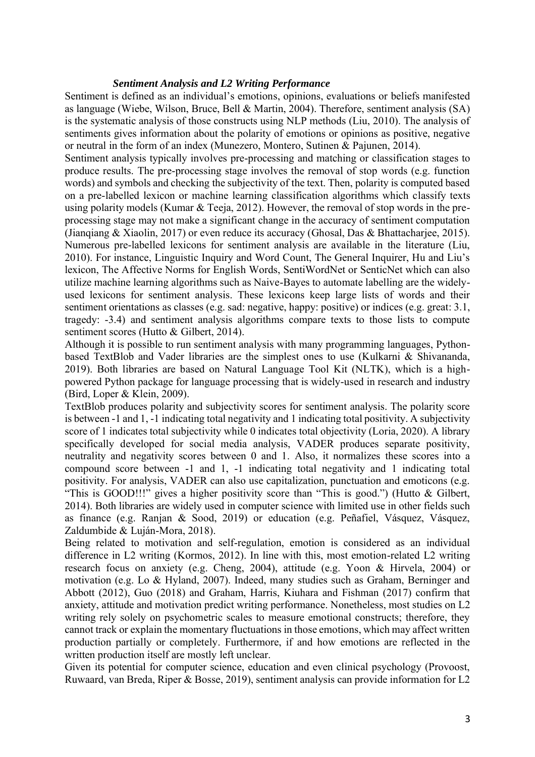### *Sentiment Analysis and L2 Writing Performance*

Sentiment is defined as an individual's emotions, opinions, evaluations or beliefs manifested as language (Wiebe, Wilson, Bruce, Bell & Martin, 2004). Therefore, sentiment analysis (SA) is the systematic analysis of those constructs using NLP methods (Liu, 2010). The analysis of sentiments gives information about the polarity of emotions or opinions as positive, negative or neutral in the form of an index (Munezero, Montero, Sutinen & Pajunen, 2014).

Sentiment analysis typically involves pre-processing and matching or classification stages to produce results. The pre-processing stage involves the removal of stop words (e.g. function words) and symbols and checking the subjectivity of the text. Then, polarity is computed based on a pre-labelled lexicon or machine learning classification algorithms which classify texts using polarity models (Kumar & Teeja, 2012). However, the removal of stop words in the pre-processing stage may not make a significant change in the accuracy of sentiment computation (Jianqiang & Xiaolin, 2017) or even reduce its accuracy (Ghosal, Das & Bhattacharjee, 2015). Numerous pre-labelled lexicons for sentiment analysis are available in the literature (Liu, 2010). For instance, Linguistic Inquiry and Word Count, The General Inquirer, Hu and Liu's lexicon, The Affective Norms for English Words, SentiWordNet or SenticNet which can also utilize machine learning algorithms such as Naive-Bayes to automate labelling are the widely-used lexicons for sentiment analysis. These lexicons keep large lists of words and their sentiment orientations as classes (e.g. sad: negative, happy: positive) or indices (e.g. great: 3.1, tragedy: -3.4) and sentiment analysis algorithms compare texts to those lists to compute sentiment scores (Hutto & Gilbert, 2014).

Although it is possible to run sentiment analysis with many programming languages, Python-based TextBlob and Vader libraries are the simplest ones to use (Kulkarni & Shivananda, 2019). Both libraries are based on Natural Language Tool Kit (NLTK), which is a high-powered Python package for language processing that is widely-used in research and industry (Bird, Loper & Klein, 2009).

TextBlob produces polarity and subjectivity scores for sentiment analysis. The polarity score is between -1 and 1, -1 indicating total negativity and 1 indicating total positivity. A subjectivity score of 1 indicates total subjectivity while 0 indicates total objectivity (Loria, 2020). A library specifically developed for social media analysis, VADER produces separate positivity, neutrality and negativity scores between 0 and 1. Also, it normalizes these scores into a compound score between -1 and 1, -1 indicating total negativity and 1 indicating total positivity. For analysis, VADER can also use capitalization, punctuation and emoticons (e.g. "This is GOOD!!!" gives a higher positivity score than "This is good.") (Hutto & Gilbert, 2014). Both libraries are widely used in computer science with limited use in other fields such as finance (e.g. Ranjan & Sood, 2019) or education (e.g. Peñafiel, Vásquez, Vásquez, Zaldumbide & Luján-Mora, 2018).

Being related to motivation and self-regulation, emotion is considered as an individual difference in L2 writing (Kormos, 2012). In line with this, most emotion-related L2 writing research focus on anxiety (e.g. Cheng, 2004), attitude (e.g. Yoon & Hirvela, 2004) or motivation (e.g. Lo & Hyland, 2007). Indeed, many studies such as Graham, Berninger and Abbott (2012), Guo (2018) and Graham, Harris, Kiuhara and Fishman (2017) confirm that anxiety, attitude and motivation predict writing performance. Nonetheless, most studies on L2 writing rely solely on psychometric scales to measure emotional constructs; therefore, they cannot track or explain the momentary fluctuations in those emotions, which may affect written production partially or completely. Furthermore, if and how emotions are reflected in the written production itself are mostly left unclear.

Given its potential for computer science, education and even clinical psychology (Provoost, Ruwaard, van Breda, Riper & Bosse, 2019), sentiment analysis can provide information for L2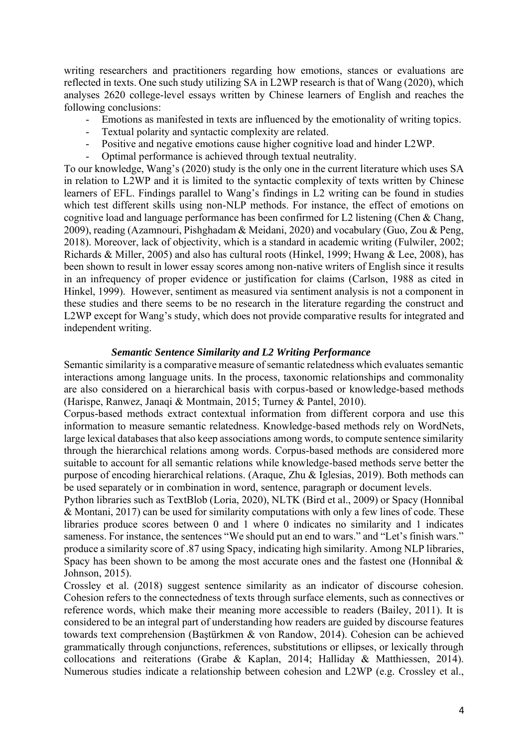writing researchers and practitioners regarding how emotions, stances or evaluations are reflected in texts. One such study utilizing SA in L2WP research is that of Wang (2020), which analyses 2620 college-level essays written by Chinese learners of English and reaches the following conclusions:

- Emotions as manifested in texts are influenced by the emotionality of writing topics.
- Textual polarity and syntactic complexity are related.
- Positive and negative emotions cause higher cognitive load and hinder L2WP.
- Optimal performance is achieved through textual neutrality.

To our knowledge, Wang's (2020) study is the only one in the current literature which uses SA in relation to L2WP and it is limited to the syntactic complexity of texts written by Chinese learners of EFL. Findings parallel to Wang's findings in L2 writing can be found in studies which test different skills using non-NLP methods. For instance, the effect of emotions on cognitive load and language performance has been confirmed for L2 listening (Chen & Chang, 2009), reading (Azamnouri, Pishghadam & Meidani, 2020) and vocabulary (Guo, Zou & Peng, 2018). Moreover, lack of objectivity, which is a standard in academic writing (Fulwiler, 2002; Richards & Miller, 2005) and also has cultural roots (Hinkel, 1999; Hwang & Lee, 2008), has been shown to result in lower essay scores among non-native writers of English since it results in an infrequency of proper evidence or justification for claims (Carlson, 1988 as cited in Hinkel, 1999). However, sentiment as measured via sentiment analysis is not a component in these studies and there seems to be no research in the literature regarding the construct and L2WP except for Wang's study, which does not provide comparative results for integrated and independent writing.

### *Semantic Sentence Similarity and L2 Writing Performance*

Semantic similarity is a comparative measure of semantic relatedness which evaluates semantic interactions among language units. In the process, taxonomic relationships and commonality are also considered on a hierarchical basis with corpus-based or knowledge-based methods (Harispe, Ranwez, Janaqi & Montmain, 2015; Turney & Pantel, 2010).

Corpus-based methods extract contextual information from different corpora and use this information to measure semantic relatedness. Knowledge-based methods rely on WordNets, large lexical databases that also keep associations among words, to compute sentence similarity through the hierarchical relations among words. Corpus-based methods are considered more suitable to account for all semantic relations while knowledge-based methods serve better the purpose of encoding hierarchical relations. (Araque, Zhu & Iglesias, 2019). Both methods can be used separately or in combination in word, sentence, paragraph or document levels.

Python libraries such as TextBlob (Loria, 2020), NLTK (Bird et al., 2009) or Spacy (Honnibal & Montani, 2017) can be used for similarity computations with only a few lines of code. These libraries produce scores between 0 and 1 where 0 indicates no similarity and 1 indicates sameness. For instance, the sentences "We should put an end to wars." and "Let's finish wars." produce a similarity score of .87 using Spacy, indicating high similarity. Among NLP libraries, Spacy has been shown to be among the most accurate ones and the fastest one (Honnibal & Johnson, 2015).

Crossley et al. (2018) suggest sentence similarity as an indicator of discourse cohesion. Cohesion refers to the connectedness of texts through surface elements, such as connectives or reference words, which make their meaning more accessible to readers (Bailey, 2011). It is considered to be an integral part of understanding how readers are guided by discourse features towards text comprehension (Baştürkmen & von Randow, 2014). Cohesion can be achieved grammatically through conjunctions, references, substitutions or ellipses, or lexically through collocations and reiterations (Grabe & Kaplan, 2014; Halliday & Matthiessen, 2014). Numerous studies indicate a relationship between cohesion and L2WP (e.g. Crossley et al.,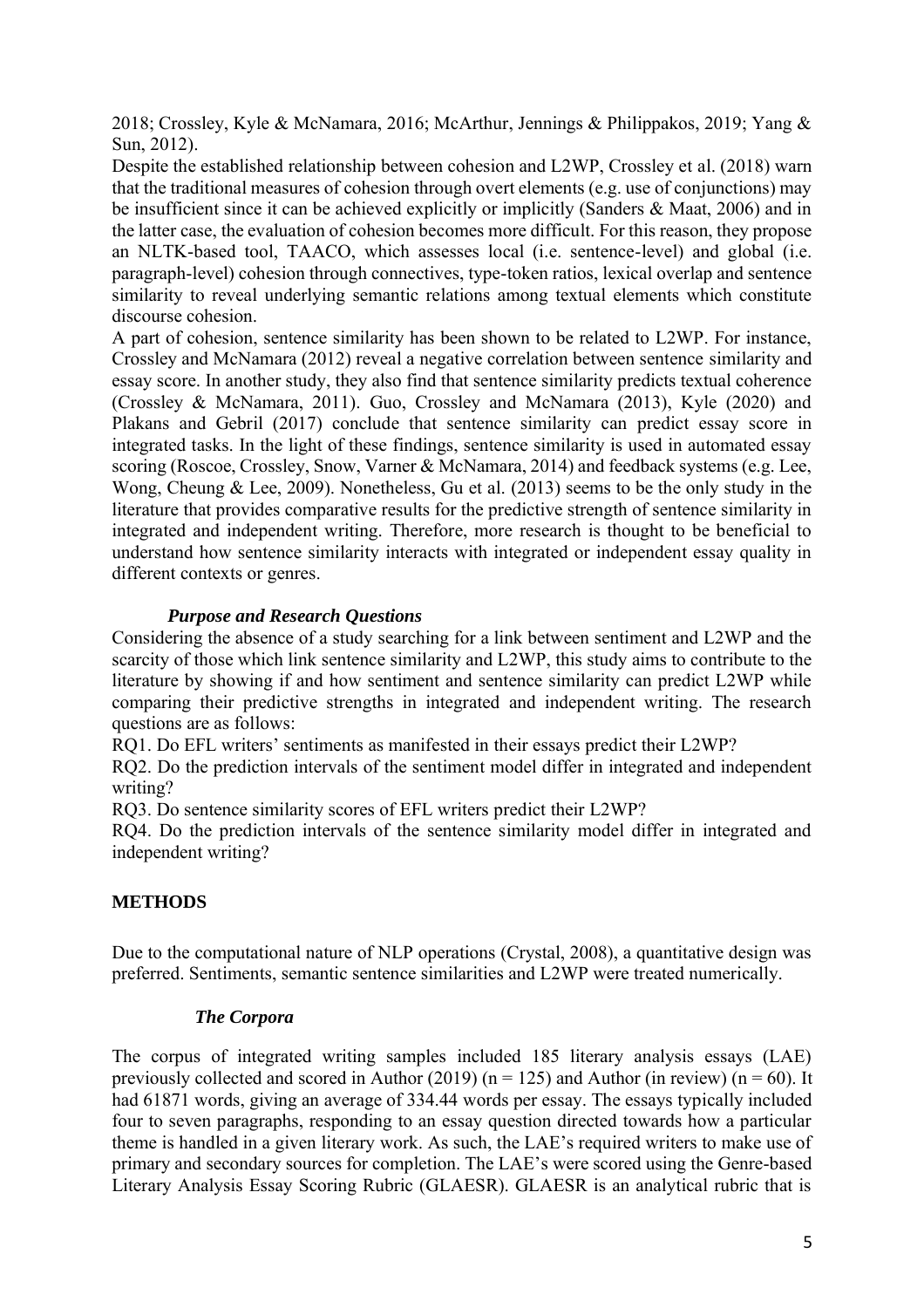2018; Crossley, Kyle & McNamara, 2016; McArthur, Jennings & Philippakos, 2019; Yang & Sun, 2012).

Despite the established relationship between cohesion and L2WP, Crossley et al. (2018) warn that the traditional measures of cohesion through overt elements (e.g. use of conjunctions) may be insufficient since it can be achieved explicitly or implicitly (Sanders & Maat, 2006) and in the latter case, the evaluation of cohesion becomes more difficult. For this reason, they propose an NLTK-based tool, TAACO, which assesses local (i.e. sentence-level) and global (i.e. paragraph-level) cohesion through connectives, type-token ratios, lexical overlap and sentence similarity to reveal underlying semantic relations among textual elements which constitute discourse cohesion.

A part of cohesion, sentence similarity has been shown to be related to L2WP. For instance, Crossley and McNamara (2012) reveal a negative correlation between sentence similarity and essay score. In another study, they also find that sentence similarity predicts textual coherence (Crossley & McNamara, 2011). Guo, Crossley and McNamara (2013), Kyle (2020) and Plakans and Gebril (2017) conclude that sentence similarity can predict essay score in integrated tasks. In the light of these findings, sentence similarity is used in automated essay scoring (Roscoe, Crossley, Snow, Varner & McNamara, 2014) and feedback systems (e.g. Lee, Wong, Cheung & Lee, 2009). Nonetheless, Gu et al. (2013) seems to be the only study in the literature that provides comparative results for the predictive strength of sentence similarity in integrated and independent writing. Therefore, more research is thought to be beneficial to understand how sentence similarity interacts with integrated or independent essay quality in different contexts or genres.

### *Purpose and Research Questions*

Considering the absence of a study searching for a link between sentiment and L2WP and the scarcity of those which link sentence similarity and L2WP, this study aims to contribute to the literature by showing if and how sentiment and sentence similarity can predict L2WP while comparing their predictive strengths in integrated and independent writing. The research questions are as follows:

RQ1. Do EFL writers' sentiments as manifested in their essays predict their L2WP?

RQ2. Do the prediction intervals of the sentiment model differ in integrated and independent writing?

RQ3. Do sentence similarity scores of EFL writers predict their L2WP?

RQ4. Do the prediction intervals of the sentence similarity model differ in integrated and independent writing?

## METHODS

Due to the computational nature of NLP operations (Crystal, 2008), a quantitative design was preferred. Sentiments, semantic sentence similarities and L2WP were treated numerically.

### *The Corpora*

The corpus of integrated writing samples included 185 literary analysis essays (LAE) previously collected and scored in Author (2019) (n = 125) and Author (in review) (n = 60). It had 61871 words, giving an average of 334.44 words per essay. The essays typically included four to seven paragraphs, responding to an essay question directed towards how a particular theme is handled in a given literary work. As such, the LAE's required writers to make use of primary and secondary sources for completion. The LAE's were scored using the Genre-based Literary Analysis Essay Scoring Rubric (GLAESR). GLAESR is an analytical rubric that is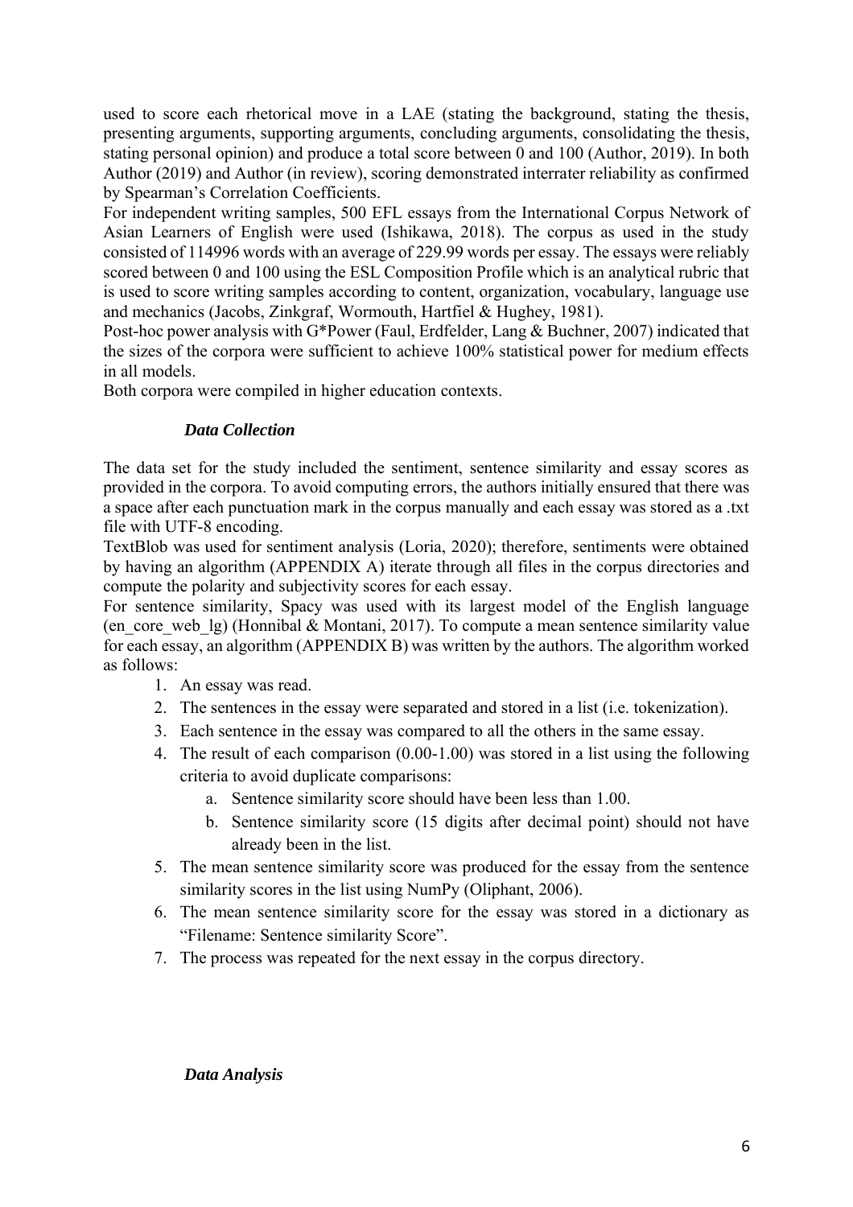used to score each rhetorical move in a LAE (stating the background, stating the thesis, presenting arguments, supporting arguments, concluding arguments, consolidating the thesis, stating personal opinion) and produce a total score between 0 and 100 (Author, 2019). In both Author (2019) and Author (in review), scoring demonstrated interrater reliability as confirmed by Spearman's Correlation Coefficients.

For independent writing samples, 500 EFL essays from the International Corpus Network of Asian Learners of English were used (Ishikawa, 2018). The corpus as used in the study consisted of 114996 words with an average of 229.99 words per essay. The essays were reliably scored between 0 and 100 using the ESL Composition Profile which is an analytical rubric that is used to score writing samples according to content, organization, vocabulary, language use and mechanics (Jacobs, Zinkgraf, Wormouth, Hartfiel & Hughey, 1981).

Post-hoc power analysis with G*Power (Faul, Erdfelder, Lang & Buchner, 2007) indicated that the sizes of the corpora were sufficient to achieve 100% statistical power for medium effects in all models.

Both corpora were compiled in higher education contexts.

### *Data Collection*

The data set for the study included the sentiment, sentence similarity and essay scores as provided in the corpora. To avoid computing errors, the authors initially ensured that there was a space after each punctuation mark in the corpus manually and each essay was stored as a .txt file with UTF-8 encoding.

TextBlob was used for sentiment analysis (Loria, 2020); therefore, sentiments were obtained by having an algorithm (APPENDIX A) iterate through all files in the corpus directories and compute the polarity and subjectivity scores for each essay.

For sentence similarity, Spacy was used with its largest model of the English language (en_core_web_lg) (Honnibal & Montani, 2017). To compute a mean sentence similarity value for each essay, an algorithm (APPENDIX B) was written by the authors. The algorithm worked as follows:

1. An essay was read.
2. The sentences in the essay were separated and stored in a list (i.e. tokenization).
3. Each sentence in the essay was compared to all the others in the same essay.
4. The result of each comparison (0.00-1.00) was stored in a list using the following criteria to avoid duplicate comparisons:
    a. Sentence similarity score should have been less than 1.00.
    b. Sentence similarity score (15 digits after decimal point) should not have already been in the list.
5. The mean sentence similarity score was produced for the essay from the sentence similarity scores in the list using NumPy (Oliphant, 2006).
6. The mean sentence similarity score for the essay was stored in a dictionary as "Filename: Sentence similarity Score".
7. The process was repeated for the next essay in the corpus directory.

### *Data Analysis*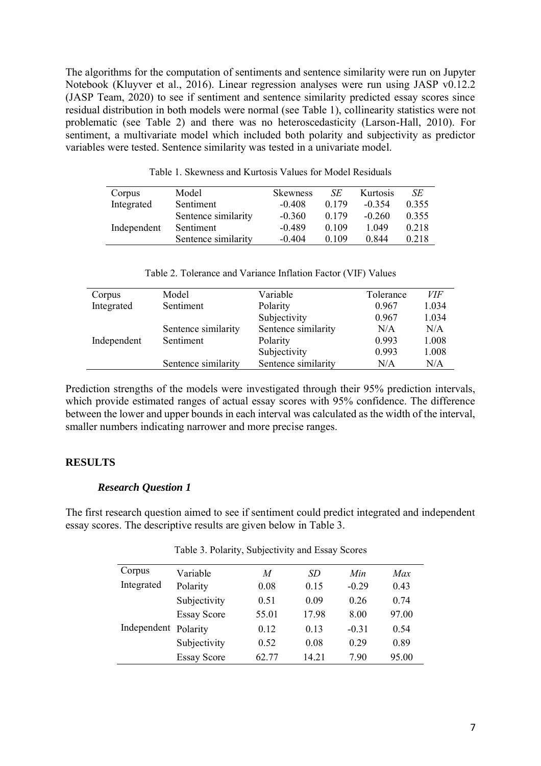The algorithms for the computation of sentiments and sentence similarity were run on Jupyter Notebook (Kluyver et al., 2016). Linear regression analyses were run using JASP v0.12.2 (JASP Team, 2020) to see if sentiment and sentence similarity predicted essay scores since residual distribution in both models were normal (see Table 1), collinearity statistics were not problematic (see Table 2) and there was no heteroscedasticity (Larson-Hall, 2010). For sentiment, a multivariate model which included both polarity and subjectivity as predictor variables were tested. Sentence similarity was tested in a univariate model.

Table 1. Skewness and Kurtosis Values for Model Residuals

| Corpus | Model | Skewness | *SE* | Kurtosis | *SE* |
|---|---|---|---|---|---|
| Integrated | Sentiment | -0.408 | 0.179 | -0.354 | 0.355 |
| | Sentence similarity | -0.360 | 0.179 | -0.260 | 0.355 |
| Independent | Sentiment | -0.489 | 0.109 | 1.049 | 0.218 |
| | Sentence similarity | -0.404 | 0.109 | 0.844 | 0.218 |

Table 2. Tolerance and Variance Inflation Factor (VIF) Values

| Corpus | Model | Variable | Tolerance | *VIF* |
|---|---|---|---|---|
| Integrated | Sentiment | Polarity | 0.967 | 1.034 |
| | | Subjectivity | 0.967 | 1.034 |
| | Sentence similarity | Sentence similarity | N/A | N/A |
| Independent | Sentiment | Polarity | 0.993 | 1.008 |
| | | Subjectivity | 0.993 | 1.008 |
| | Sentence similarity | Sentence similarity | N/A | N/A |

Prediction strengths of the models were investigated through their 95% prediction intervals, which provide estimated ranges of actual essay scores with 95% confidence. The difference between the lower and upper bounds in each interval was calculated as the width of the interval, smaller numbers indicating narrower and more precise ranges.

## RESULTS

### *Research Question 1*

The first research question aimed to see if sentiment could predict integrated and independent essay scores. The descriptive results are given below in Table 3.

Table 3. Polarity, Subjectivity and Essay Scores

| Corpus | Variable | *M* | *SD* | *Min* | *Max* |
|---|---|---|---|---|---|
| Integrated | Polarity | 0.08 | 0.15 | -0.29 | 0.43 |
| | Subjectivity | 0.51 | 0.09 | 0.26 | 0.74 |
| | Essay Score | 55.01 | 17.98 | 8.00 | 97.00 |
| Independent | Polarity | 0.12 | 0.13 | -0.31 | 0.54 |
| | Subjectivity | 0.52 | 0.08 | 0.29 | 0.89 |
| | Essay Score | 62.77 | 14.21 | 7.90 | 95.00 |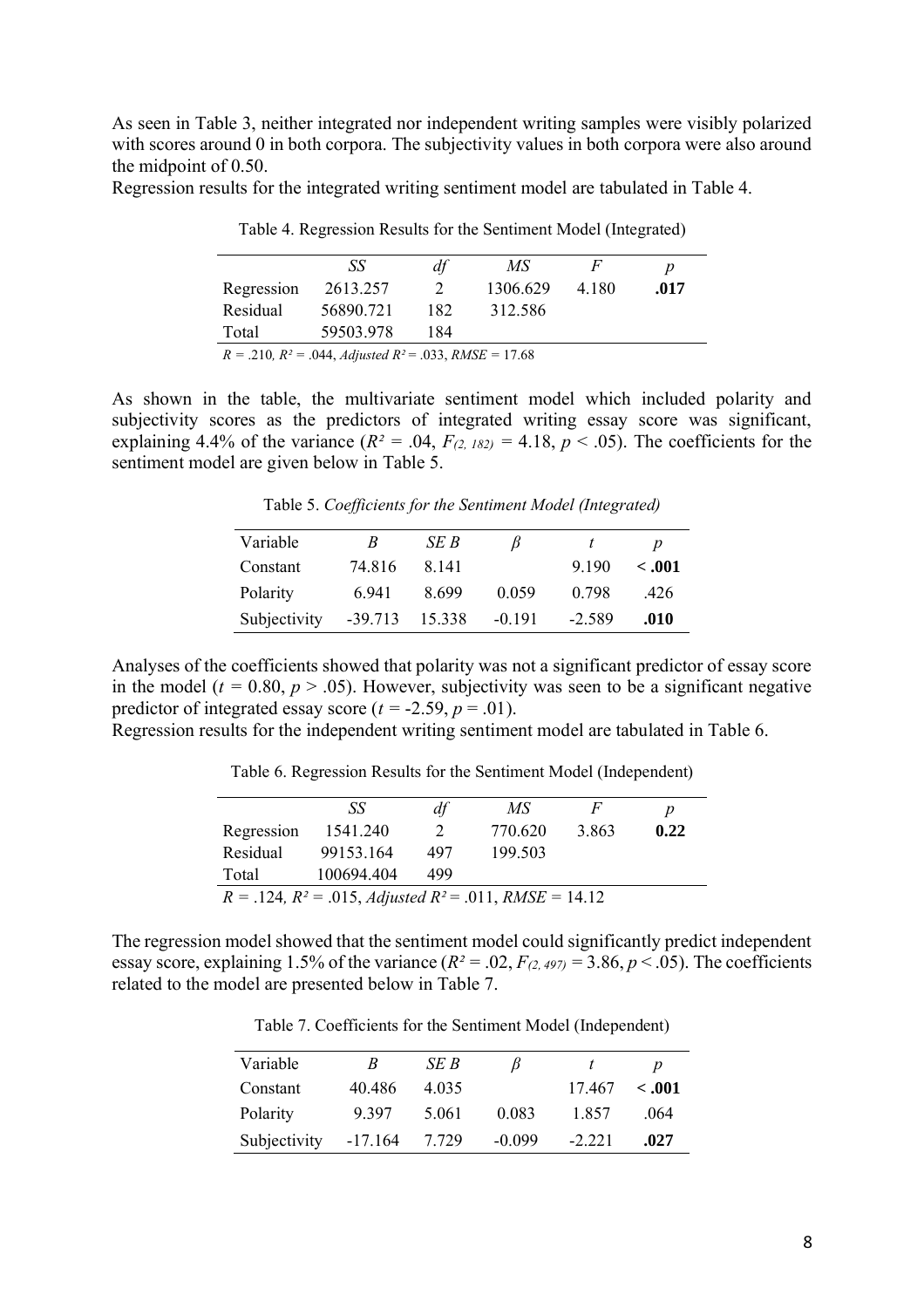As seen in Table 3, neither integrated nor independent writing samples were visibly polarized with scores around 0 in both corpora. The subjectivity values in both corpora were also around the midpoint of 0.50.

Regression results for the integrated writing sentiment model are tabulated in Table 4.

Table 4. Regression Results for the Sentiment Model (Integrated)

| | *SS* | *df* | *MS* | *F* | *p* |
|---|---|---|---|---|---|
| Regression | 2613.257 | 2 | 1306.629 | 4.180 | **.017** |
| Residual | 56890.721 | 182 | 312.586 | | |
| Total | 59503.978 | 184 | | | |

$R$ = .210*,* $R^2$ = .044, *Adjusted* $R^2$ = .033, *RMSE* = 17.68

As shown in the table, the multivariate sentiment model which included polarity and subjectivity scores as the predictors of integrated writing essay score was significant, explaining 4.4% of the variance ($R^2$ = .04, $F_{(2, 182)}$ = 4.18, $p$ < .05). The coefficients for the sentiment model are given below in Table 5.

Table 5. *Coefficients for the Sentiment Model (Integrated)*

| Variable | *B* | *SE B* | *β* | *t* | *p* |
|---|---|---|---|---|---|
| Constant | 74.816 | 8.141 | | 9.190 | **< .001** |
| Polarity | 6.941 | 8.699 | 0.059 | 0.798 | .426 |
| Subjectivity | -39.713 | 15.338 | -0.191 | -2.589 | **.010** |

Analyses of the coefficients showed that polarity was not a significant predictor of essay score in the model ($t$ = 0.80, $p$ > .05). However, subjectivity was seen to be a significant negative predictor of integrated essay score ($t$ = -2.59, $p$ = .01).

Regression results for the independent writing sentiment model are tabulated in Table 6.

Table 6. Regression Results for the Sentiment Model (Independent)

| | *SS* | *df* | *MS* | *F* | *p* |
|---|---|---|---|---|---|
| Regression | 1541.240 | 2 | 770.620 | 3.863 | **0.22** |
| Residual | 99153.164 | 497 | 199.503 | | |
| Total | 100694.404 | 499 | | | |

$R$ = .124*,* $R^2$ = .015, *Adjusted* $R^2$ = .011, *RMSE* = 14.12

The regression model showed that the sentiment model could significantly predict independent essay score, explaining 1.5% of the variance ($R^2$ = .02, $F_{(2, 497)}$ = 3.86, $p$ < .05). The coefficients related to the model are presented below in Table 7.

Table 7. Coefficients for the Sentiment Model (Independent)

| Variable | *B* | *SE B* | *β* | *t* | *p* |
|---|---|---|---|---|---|
| Constant | 40.486 | 4.035 | | 17.467 | **< .001** |
| Polarity | 9.397 | 5.061 | 0.083 | 1.857 | .064 |
| Subjectivity | -17.164 | 7.729 | -0.099 | -2.221 | **.027** |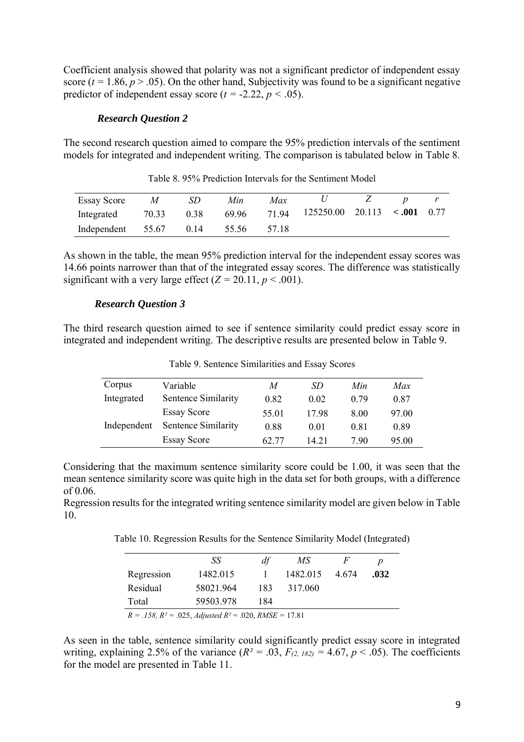Coefficient analysis showed that polarity was not a significant predictor of independent essay score ($t = 1.86$, $p > .05$). On the other hand, Subjectivity was found to be a significant negative predictor of independent essay score ($t = -2.22$, $p < .05$).

### *Research Question 2*

The second research question aimed to compare the 95% prediction intervals of the sentiment models for integrated and independent writing. The comparison is tabulated below in Table 8.

Table 8. 95% Prediction Intervals for the Sentiment Model

| Essay Score | *M* | *SD* | *Min* | *Max* | *U* | *Z* | *p* | *r* |
|---|---|---|---|---|---|---|---|---|
| Integrated | 70.33 | 0.38 | 69.96 | 71.94 | 125250.00 | 20.113 | **< .001** | 0.77 |
| Independent | 55.67 | 0.14 | 55.56 | 57.18 | | | | |

As shown in the table, the mean 95% prediction interval for the independent essay scores was 14.66 points narrower than that of the integrated essay scores. The difference was statistically significant with a very large effect ($Z = 20.11$, $p < .001$).

### *Research Question 3*

The third research question aimed to see if sentence similarity could predict essay score in integrated and independent writing. The descriptive results are presented below in Table 9.

Table 9. Sentence Similarities and Essay Scores

| Corpus | Variable | *M* | *SD* | *Min* | *Max* |
|---|---|---|---|---|---|
| Integrated | Sentence Similarity | 0.82 | 0.02 | 0.79 | 0.87 |
| | Essay Score | 55.01 | 17.98 | 8.00 | 97.00 |
| Independent | Sentence Similarity | 0.88 | 0.01 | 0.81 | 0.89 |
| | Essay Score | 62.77 | 14.21 | 7.90 | 95.00 |

Considering that the maximum sentence similarity score could be 1.00, it was seen that the mean sentence similarity score was quite high in the data set for both groups, with a difference of 0.06.

Regression results for the integrated writing sentence similarity model are given below in Table 10.

Table 10. Regression Results for the Sentence Similarity Model (Integrated)

| | *SS* | *df* | *MS* | *F* | *p* |
|---|---|---|---|---|---|
| Regression | 1482.015 | 1 | 1482.015 | 4.674 | **.032** |
| Residual | 58021.964 | 183 | 317.060 | | |
| Total | 59503.978 | 184 | | | |

*$R = .158$, $R^2 = .025$, Adjusted $R^2 = .020$, RMSE = 17.81*

As seen in the table, sentence similarity could significantly predict essay score in integrated writing, explaining 2.5% of the variance ($R^2 = .03$, $F_{(2, 182)} = 4.67$, $p < .05$). The coefficients for the model are presented in Table 11.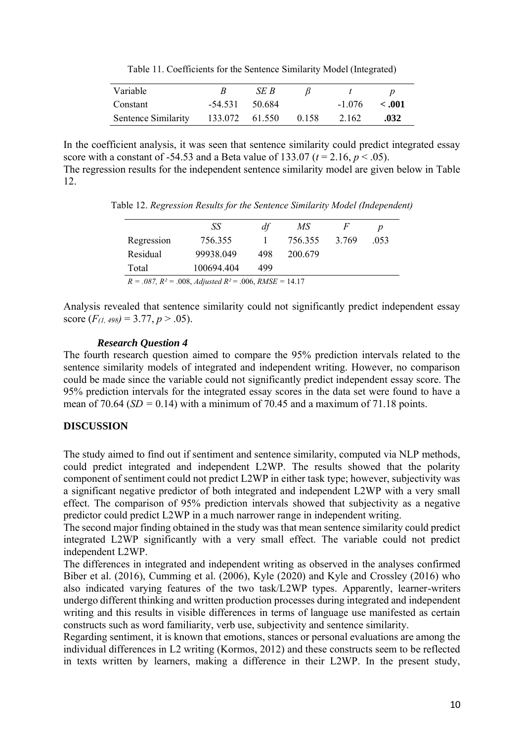Table 11. Coefficients for the Sentence Similarity Model (Integrated)

| Variable | *B* | *SE B* | *β* | *t* | *p* |
|---|---|---|---|---|---|
| Constant | -54.531 | 50.684 | | -1.076 | **< .001** |
| Sentence Similarity | 133.072 | 61.550 | 0.158 | 2.162 | **.032** |

In the coefficient analysis, it was seen that sentence similarity could predict integrated essay score with a constant of -54.53 and a Beta value of 133.07 ($t$ = 2.16, $p$ < .05).
The regression results for the independent sentence similarity model are given below in Table 12.

Table 12. *Regression Results for the Sentence Similarity Model (Independent)*

| | *SS* | *df* | *MS* | *F* | *p* |
|---|---|---|---|---|---|
| Regression | 756.355 | 1 | 756.355 | 3.769 | .053 |
| Residual | 99938.049 | 498 | 200.679 | | |
| Total | 100694.404 | 499 | | | |

*R = .087, $R^2$* = .008, *Adjusted $R^2$* = .006, *RMSE* = 14.17

Analysis revealed that sentence similarity could not significantly predict independent essay score ($F_{(1, 498)}$ = 3.77, $p$ > .05).

### *Research Question 4*

The fourth research question aimed to compare the 95% prediction intervals related to the sentence similarity models of integrated and independent writing. However, no comparison could be made since the variable could not significantly predict independent essay score. The 95% prediction intervals for the integrated essay scores in the data set were found to have a mean of 70.64 (*SD* = 0.14) with a minimum of 70.45 and a maximum of 71.18 points.

## DISCUSSION

The study aimed to find out if sentiment and sentence similarity, computed via NLP methods, could predict integrated and independent L2WP. The results showed that the polarity component of sentiment could not predict L2WP in either task type; however, subjectivity was a significant negative predictor of both integrated and independent L2WP with a very small effect. The comparison of 95% prediction intervals showed that subjectivity as a negative predictor could predict L2WP in a much narrower range in independent writing.
The second major finding obtained in the study was that mean sentence similarity could predict integrated L2WP significantly with a very small effect. The variable could not predict independent L2WP.
The differences in integrated and independent writing as observed in the analyses confirmed Biber et al. (2016), Cumming et al. (2006), Kyle (2020) and Kyle and Crossley (2016) who also indicated varying features of the two task/L2WP types. Apparently, learner-writers undergo different thinking and written production processes during integrated and independent writing and this results in visible differences in terms of language use manifested as certain constructs such as word familiarity, verb use, subjectivity and sentence similarity.
Regarding sentiment, it is known that emotions, stances or personal evaluations are among the individual differences in L2 writing (Kormos, 2012) and these constructs seem to be reflected in texts written by learners, making a difference in their L2WP. In the present study,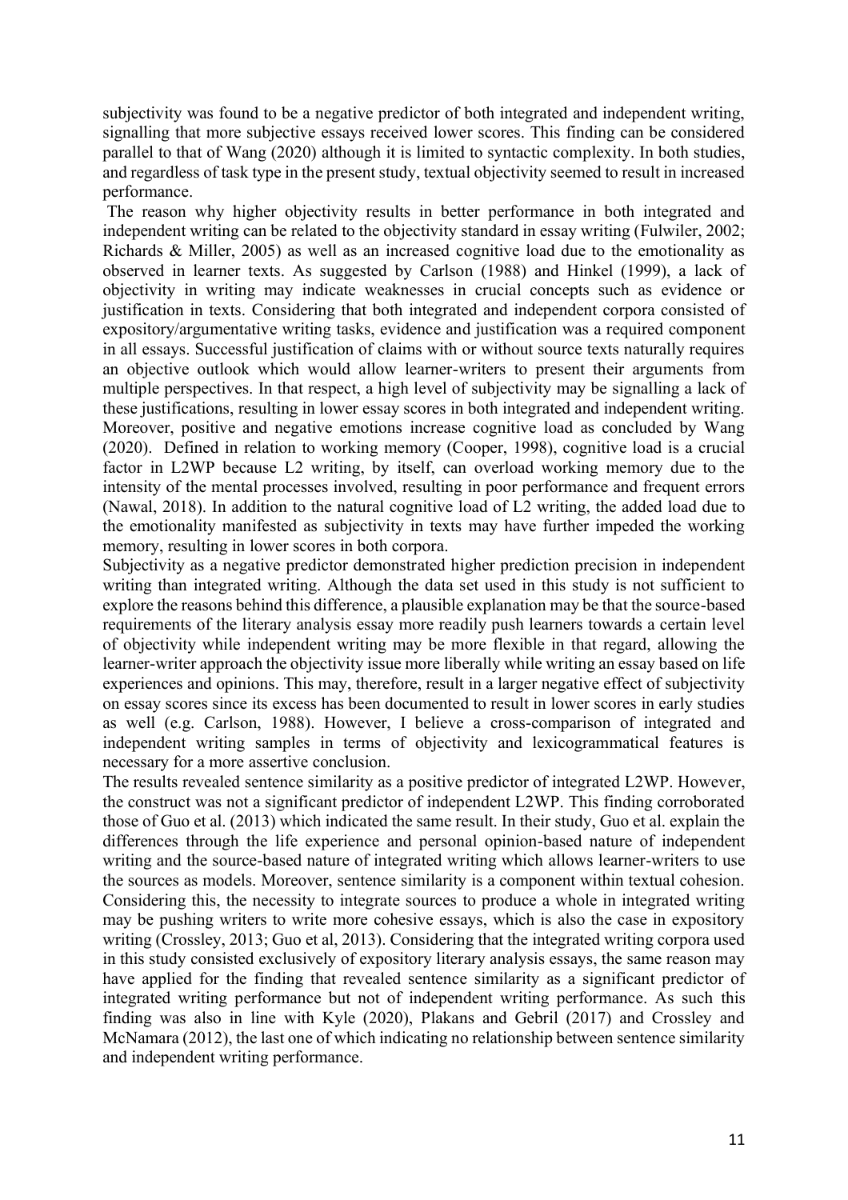subjectivity was found to be a negative predictor of both integrated and independent writing, signalling that more subjective essays received lower scores. This finding can be considered parallel to that of Wang (2020) although it is limited to syntactic complexity. In both studies, and regardless of task type in the present study, textual objectivity seemed to result in increased performance.

The reason why higher objectivity results in better performance in both integrated and independent writing can be related to the objectivity standard in essay writing (Fulwiler, 2002; Richards & Miller, 2005) as well as an increased cognitive load due to the emotionality as observed in learner texts. As suggested by Carlson (1988) and Hinkel (1999), a lack of objectivity in writing may indicate weaknesses in crucial concepts such as evidence or justification in texts. Considering that both integrated and independent corpora consisted of expository/argumentative writing tasks, evidence and justification was a required component in all essays. Successful justification of claims with or without source texts naturally requires an objective outlook which would allow learner-writers to present their arguments from multiple perspectives. In that respect, a high level of subjectivity may be signalling a lack of these justifications, resulting in lower essay scores in both integrated and independent writing. Moreover, positive and negative emotions increase cognitive load as concluded by Wang (2020). Defined in relation to working memory (Cooper, 1998), cognitive load is a crucial factor in L2WP because L2 writing, by itself, can overload working memory due to the intensity of the mental processes involved, resulting in poor performance and frequent errors (Nawal, 2018). In addition to the natural cognitive load of L2 writing, the added load due to the emotionality manifested as subjectivity in texts may have further impeded the working memory, resulting in lower scores in both corpora.

Subjectivity as a negative predictor demonstrated higher prediction precision in independent writing than integrated writing. Although the data set used in this study is not sufficient to explore the reasons behind this difference, a plausible explanation may be that the source-based requirements of the literary analysis essay more readily push learners towards a certain level of objectivity while independent writing may be more flexible in that regard, allowing the learner-writer approach the objectivity issue more liberally while writing an essay based on life experiences and opinions. This may, therefore, result in a larger negative effect of subjectivity on essay scores since its excess has been documented to result in lower scores in early studies as well (e.g. Carlson, 1988). However, I believe a cross-comparison of integrated and independent writing samples in terms of objectivity and lexicogrammatical features is necessary for a more assertive conclusion.

The results revealed sentence similarity as a positive predictor of integrated L2WP. However, the construct was not a significant predictor of independent L2WP. This finding corroborated those of Guo et al. (2013) which indicated the same result. In their study, Guo et al. explain the differences through the life experience and personal opinion-based nature of independent writing and the source-based nature of integrated writing which allows learner-writers to use the sources as models. Moreover, sentence similarity is a component within textual cohesion. Considering this, the necessity to integrate sources to produce a whole in integrated writing may be pushing writers to write more cohesive essays, which is also the case in expository writing (Crossley, 2013; Guo et al, 2013). Considering that the integrated writing corpora used in this study consisted exclusively of expository literary analysis essays, the same reason may have applied for the finding that revealed sentence similarity as a significant predictor of integrated writing performance but not of independent writing performance. As such this finding was also in line with Kyle (2020), Plakans and Gebril (2017) and Crossley and McNamara (2012), the last one of which indicating no relationship between sentence similarity and independent writing performance.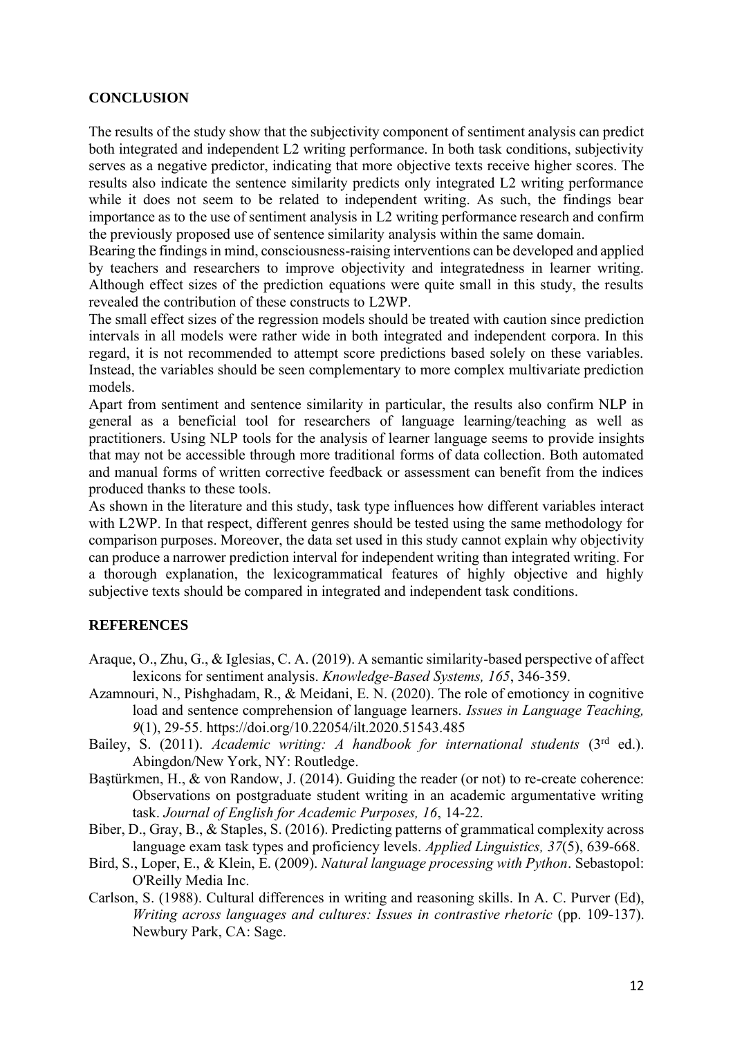## CONCLUSION

The results of the study show that the subjectivity component of sentiment analysis can predict both integrated and independent L2 writing performance. In both task conditions, subjectivity serves as a negative predictor, indicating that more objective texts receive higher scores. The results also indicate the sentence similarity predicts only integrated L2 writing performance while it does not seem to be related to independent writing. As such, the findings bear importance as to the use of sentiment analysis in L2 writing performance research and confirm the previously proposed use of sentence similarity analysis within the same domain.

Bearing the findings in mind, consciousness-raising interventions can be developed and applied by teachers and researchers to improve objectivity and integratedness in learner writing. Although effect sizes of the prediction equations were quite small in this study, the results revealed the contribution of these constructs to L2WP.

The small effect sizes of the regression models should be treated with caution since prediction intervals in all models were rather wide in both integrated and independent corpora. In this regard, it is not recommended to attempt score predictions based solely on these variables. Instead, the variables should be seen complementary to more complex multivariate prediction models.

Apart from sentiment and sentence similarity in particular, the results also confirm NLP in general as a beneficial tool for researchers of language learning/teaching as well as practitioners. Using NLP tools for the analysis of learner language seems to provide insights that may not be accessible through more traditional forms of data collection. Both automated and manual forms of written corrective feedback or assessment can benefit from the indices produced thanks to these tools.

As shown in the literature and this study, task type influences how different variables interact with L2WP. In that respect, different genres should be tested using the same methodology for comparison purposes. Moreover, the data set used in this study cannot explain why objectivity can produce a narrower prediction interval for independent writing than integrated writing. For a thorough explanation, the lexicogrammatical features of highly objective and highly subjective texts should be compared in integrated and independent task conditions.

## REFERENCES

Araque, O., Zhu, G., & Iglesias, C. A. (2019). A semantic similarity-based perspective of affect lexicons for sentiment analysis. *Knowledge-Based Systems, 165*, 346-359.

Azamnouri, N., Pishghadam, R., & Meidani, E. N. (2020). The role of emotioncy in cognitive load and sentence comprehension of language learners. *Issues in Language Teaching, 9*(1), 29-55. https://doi.org/10.22054/ilt.2020.51543.485

Bailey, S. (2011). *Academic writing: A handbook for international students* (3rd ed.). Abingdon/New York, NY: Routledge.

Baştürkmen, H., & von Randow, J. (2014). Guiding the reader (or not) to re-create coherence: Observations on postgraduate student writing in an academic argumentative writing task. *Journal of English for Academic Purposes, 16*, 14-22.

Biber, D., Gray, B., & Staples, S. (2016). Predicting patterns of grammatical complexity across language exam task types and proficiency levels. *Applied Linguistics, 37*(5), 639-668.

Bird, S., Loper, E., & Klein, E. (2009). *Natural language processing with Python*. Sebastopol: O'Reilly Media Inc.

Carlson, S. (1988). Cultural differences in writing and reasoning skills. In A. C. Purver (Ed), *Writing across languages and cultures: Issues in contrastive rhetoric* (pp. 109-137). Newbury Park, CA: Sage.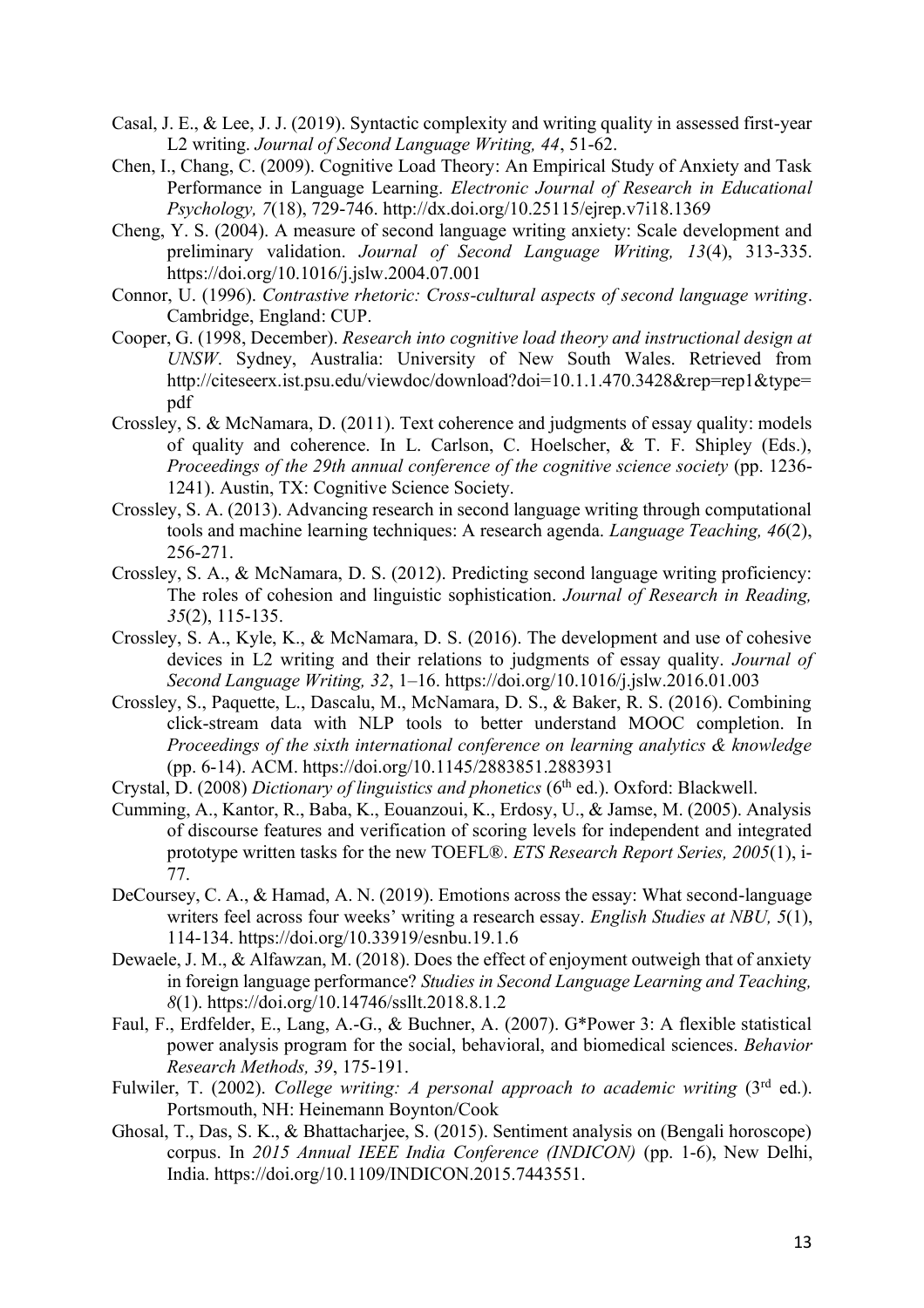Casal, J. E., & Lee, J. J. (2019). Syntactic complexity and writing quality in assessed first-year L2 writing. *Journal of Second Language Writing, 44*, 51-62.

Chen, I., Chang, C. (2009). Cognitive Load Theory: An Empirical Study of Anxiety and Task Performance in Language Learning. *Electronic Journal of Research in Educational Psychology, 7*(18), 729-746. http://dx.doi.org/10.25115/ejrep.v7i18.1369

Cheng, Y. S. (2004). A measure of second language writing anxiety: Scale development and preliminary validation. *Journal of Second Language Writing, 13*(4), 313-335. https://doi.org/10.1016/j.jslw.2004.07.001

Connor, U. (1996). *Contrastive rhetoric: Cross-cultural aspects of second language writing*. Cambridge, England: CUP.

Cooper, G. (1998, December). *Research into cognitive load theory and instructional design at UNSW*. Sydney, Australia: University of New South Wales. Retrieved from http://citeseerx.ist.psu.edu/viewdoc/download?doi=10.1.1.470.3428&rep=rep1&type=pdf

Crossley, S. & McNamara, D. (2011). Text coherence and judgments of essay quality: models of quality and coherence. In L. Carlson, C. Hoelscher, & T. F. Shipley (Eds.), *Proceedings of the 29th annual conference of the cognitive science society* (pp. 1236-1241). Austin, TX: Cognitive Science Society.

Crossley, S. A. (2013). Advancing research in second language writing through computational tools and machine learning techniques: A research agenda. *Language Teaching, 46*(2), 256-271.

Crossley, S. A., & McNamara, D. S. (2012). Predicting second language writing proficiency: The roles of cohesion and linguistic sophistication. *Journal of Research in Reading, 35*(2), 115-135.

Crossley, S. A., Kyle, K., & McNamara, D. S. (2016). The development and use of cohesive devices in L2 writing and their relations to judgments of essay quality. *Journal of Second Language Writing, 32*, 1–16. https://doi.org/10.1016/j.jslw.2016.01.003

Crossley, S., Paquette, L., Dascalu, M., McNamara, D. S., & Baker, R. S. (2016). Combining click-stream data with NLP tools to better understand MOOC completion. In *Proceedings of the sixth international conference on learning analytics & knowledge* (pp. 6-14). ACM. https://doi.org/10.1145/2883851.2883931

Crystal, D. (2008) *Dictionary of linguistics and phonetics* (6th ed.). Oxford: Blackwell.

Cumming, A., Kantor, R., Baba, K., Eouanzoui, K., Erdosy, U., & Jamse, M. (2005). Analysis of discourse features and verification of scoring levels for independent and integrated prototype written tasks for the new TOEFL®. *ETS Research Report Series, 2005*(1), i-77.

DeCoursey, C. A., & Hamad, A. N. (2019). Emotions across the essay: What second-language writers feel across four weeks' writing a research essay. *English Studies at NBU, 5*(1), 114-134. https://doi.org/10.33919/esnbu.19.1.6

Dewaele, J. M., & Alfawzan, M. (2018). Does the effect of enjoyment outweigh that of anxiety in foreign language performance? *Studies in Second Language Learning and Teaching, 8*(1). https://doi.org/10.14746/ssllt.2018.8.1.2

Faul, F., Erdfelder, E., Lang, A.-G., & Buchner, A. (2007). G*Power 3: A flexible statistical power analysis program for the social, behavioral, and biomedical sciences. *Behavior Research Methods, 39*, 175-191.

Fulwiler, T. (2002). *College writing: A personal approach to academic writing* (3rd ed.). Portsmouth, NH: Heinemann Boynton/Cook

Ghosal, T., Das, S. K., & Bhattacharjee, S. (2015). Sentiment analysis on (Bengali horoscope) corpus. In *2015 Annual IEEE India Conference (INDICON)* (pp. 1-6), New Delhi, India. https://doi.org/10.1109/INDICON.2015.7443551.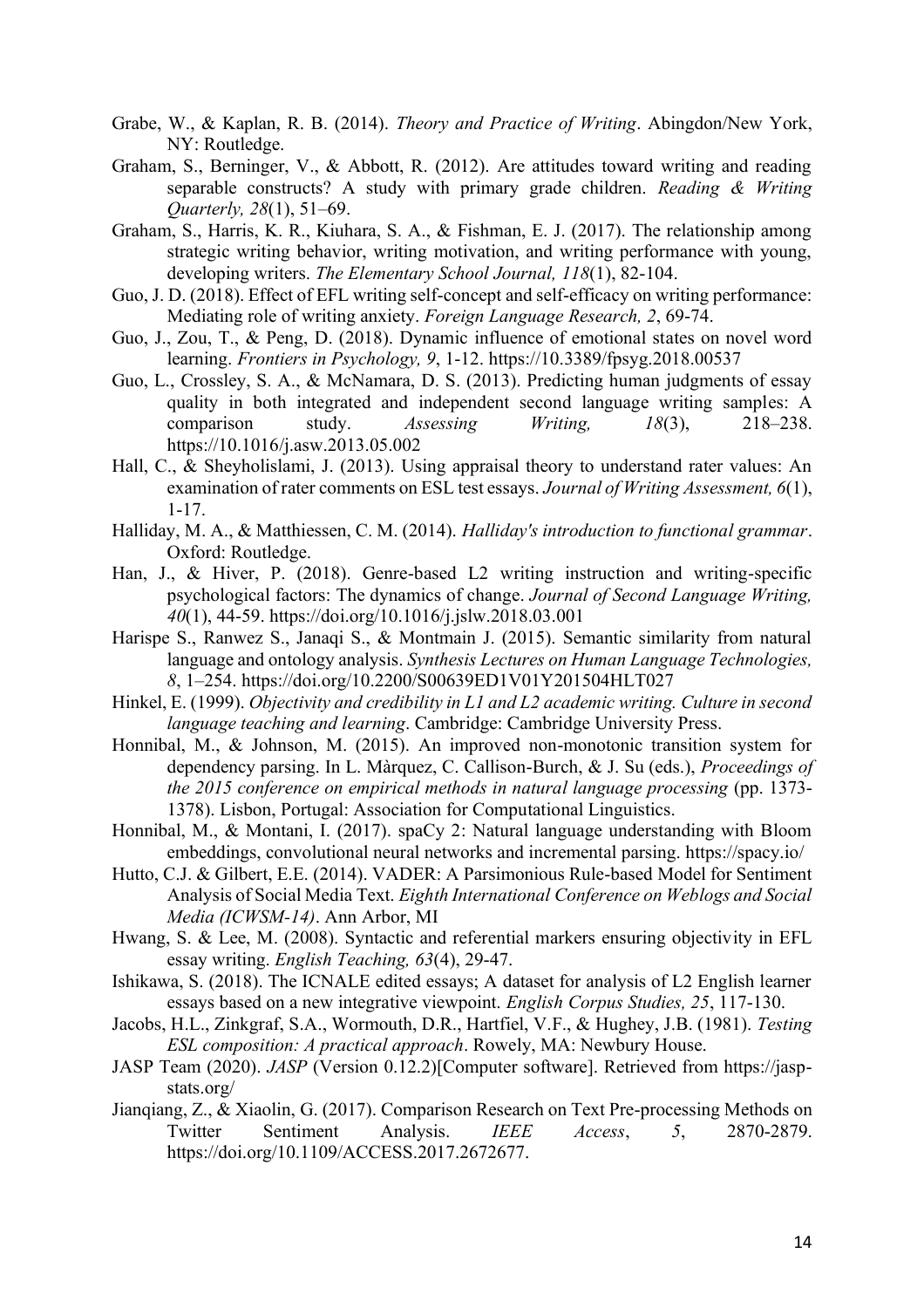Grabe, W., & Kaplan, R. B. (2014). *Theory and Practice of Writing*. Abingdon/New York, NY: Routledge.

Graham, S., Berninger, V., & Abbott, R. (2012). Are attitudes toward writing and reading separable constructs? A study with primary grade children. *Reading & Writing Quarterly, 28*(1), 51–69.

Graham, S., Harris, K. R., Kiuhara, S. A., & Fishman, E. J. (2017). The relationship among strategic writing behavior, writing motivation, and writing performance with young, developing writers. *The Elementary School Journal, 118*(1), 82-104.

Guo, J. D. (2018). Effect of EFL writing self-concept and self-efficacy on writing performance: Mediating role of writing anxiety. *Foreign Language Research, 2*, 69-74.

Guo, J., Zou, T., & Peng, D. (2018). Dynamic influence of emotional states on novel word learning. *Frontiers in Psychology, 9*, 1-12. https://10.3389/fpsyg.2018.00537

Guo, L., Crossley, S. A., & McNamara, D. S. (2013). Predicting human judgments of essay quality in both integrated and independent second language writing samples: A comparison study. *Assessing Writing, 18*(3), 218–238. https://10.1016/j.asw.2013.05.002

Hall, C., & Sheyholislami, J. (2013). Using appraisal theory to understand rater values: An examination of rater comments on ESL test essays. *Journal of Writing Assessment, 6*(1), 1-17.

Halliday, M. A., & Matthiessen, C. M. (2014). *Halliday's introduction to functional grammar*. Oxford: Routledge.

Han, J., & Hiver, P. (2018). Genre-based L2 writing instruction and writing-specific psychological factors: The dynamics of change. *Journal of Second Language Writing, 40*(1), 44-59. https://doi.org/10.1016/j.jslw.2018.03.001

Harispe S., Ranwez S., Janaqi S., & Montmain J. (2015). Semantic similarity from natural language and ontology analysis. *Synthesis Lectures on Human Language Technologies, 8*, 1–254. https://doi.org/10.2200/S00639ED1V01Y201504HLT027

Hinkel, E. (1999). *Objectivity and credibility in L1 and L2 academic writing. Culture in second language teaching and learning*. Cambridge: Cambridge University Press.

Honnibal, M., & Johnson, M. (2015). An improved non-monotonic transition system for dependency parsing. In L. Màrquez, C. Callison-Burch, & J. Su (eds.), *Proceedings of the 2015 conference on empirical methods in natural language processing* (pp. 1373-1378). Lisbon, Portugal: Association for Computational Linguistics.

Honnibal, M., & Montani, I. (2017). spaCy 2: Natural language understanding with Bloom embeddings, convolutional neural networks and incremental parsing. https://spacy.io/

Hutto, C.J. & Gilbert, E.E. (2014). VADER: A Parsimonious Rule-based Model for Sentiment Analysis of Social Media Text. *Eighth International Conference on Weblogs and Social Media (ICWSM-14)*. Ann Arbor, MI

Hwang, S. & Lee, M. (2008). Syntactic and referential markers ensuring objectivity in EFL essay writing. *English Teaching, 63*(4), 29-47.

Ishikawa, S. (2018). The ICNALE edited essays; A dataset for analysis of L2 English learner essays based on a new integrative viewpoint. *English Corpus Studies, 25*, 117-130.

Jacobs, H.L., Zinkgraf, S.A., Wormouth, D.R., Hartfiel, V.F., & Hughey, J.B. (1981). *Testing ESL composition: A practical approach*. Rowely, MA: Newbury House.

JASP Team (2020). *JASP* (Version 0.12.2)[Computer software]. Retrieved from https://jasp-stats.org/

Jianqiang, Z., & Xiaolin, G. (2017). Comparison Research on Text Pre-processing Methods on Twitter Sentiment Analysis. *IEEE Access*, *5*, 2870-2879. https://doi.org/10.1109/ACCESS.2017.2672677.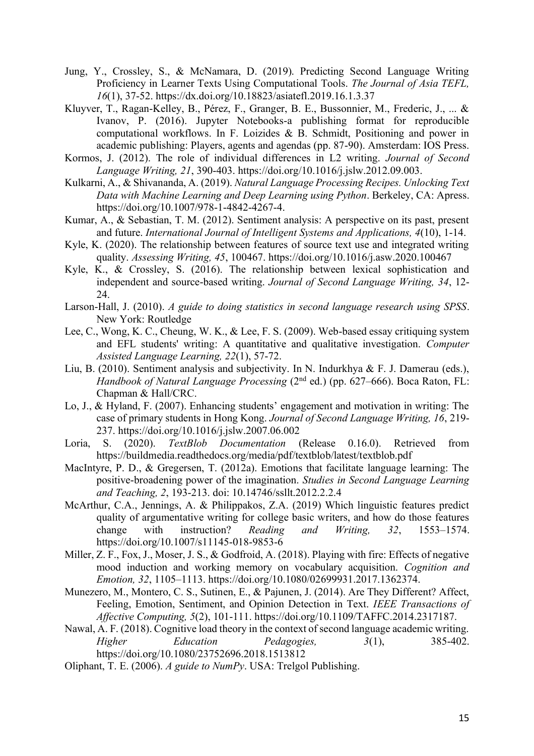Jung, Y., Crossley, S., & McNamara, D. (2019). Predicting Second Language Writing Proficiency in Learner Texts Using Computational Tools. *The Journal of Asia TEFL, 16*(1), 37-52. https://dx.doi.org/10.18823/asiatefl.2019.16.1.3.37

Kluyver, T., Ragan-Kelley, B., Pérez, F., Granger, B. E., Bussonnier, M., Frederic, J., ... & Ivanov, P. (2016). Jupyter Notebooks-a publishing format for reproducible computational workflows. In F. Loizides & B. Schmidt, Positioning and power in academic publishing: Players, agents and agendas (pp. 87-90). Amsterdam: IOS Press.

Kormos, J. (2012). The role of individual differences in L2 writing. *Journal of Second Language Writing, 21*, 390-403. https://doi.org/10.1016/j.jslw.2012.09.003.

Kulkarni, A., & Shivananda, A. (2019). *Natural Language Processing Recipes. Unlocking Text Data with Machine Learning and Deep Learning using Python*. Berkeley, CA: Apress. https://doi.org/10.1007/978-1-4842-4267-4.

Kumar, A., & Sebastian, T. M. (2012). Sentiment analysis: A perspective on its past, present and future. *International Journal of Intelligent Systems and Applications, 4*(10), 1-14.

Kyle, K. (2020). The relationship between features of source text use and integrated writing quality. *Assessing Writing, 45*, 100467. https://doi.org/10.1016/j.asw.2020.100467

Kyle, K., & Crossley, S. (2016). The relationship between lexical sophistication and independent and source-based writing. *Journal of Second Language Writing, 34*, 12-24.

Larson-Hall, J. (2010). *A guide to doing statistics in second language research using SPSS*. New York: Routledge

Lee, C., Wong, K. C., Cheung, W. K., & Lee, F. S. (2009). Web-based essay critiquing system and EFL students' writing: A quantitative and qualitative investigation. *Computer Assisted Language Learning, 22*(1), 57-72.

Liu, B. (2010). Sentiment analysis and subjectivity. In N. Indurkhya & F. J. Damerau (eds.), *Handbook of Natural Language Processing* (2nd ed.) (pp. 627–666). Boca Raton, FL: Chapman & Hall/CRC.

Lo, J., & Hyland, F. (2007). Enhancing students' engagement and motivation in writing: The case of primary students in Hong Kong. *Journal of Second Language Writing, 16*, 219-237. https://doi.org/10.1016/j.jslw.2007.06.002

Loria, S. (2020). *TextBlob Documentation* (Release 0.16.0). Retrieved from https://buildmedia.readthedocs.org/media/pdf/textblob/latest/textblob.pdf

MacIntyre, P. D., & Gregersen, T. (2012a). Emotions that facilitate language learning: The positive-broadening power of the imagination. *Studies in Second Language Learning and Teaching, 2*, 193-213. doi: 10.14746/ssllt.2012.2.2.4

McArthur, C.A., Jennings, A. & Philippakos, Z.A. (2019) Which linguistic features predict quality of argumentative writing for college basic writers, and how do those features change with instruction? *Reading and Writing, 32*, 1553–1574. https://doi.org/10.1007/s11145-018-9853-6

Miller, Z. F., Fox, J., Moser, J. S., & Godfroid, A. (2018). Playing with fire: Effects of negative mood induction and working memory on vocabulary acquisition. *Cognition and Emotion, 32*, 1105–1113. https://doi.org/10.1080/02699931.2017.1362374.

Munezero, M., Montero, C. S., Sutinen, E., & Pajunen, J. (2014). Are They Different? Affect, Feeling, Emotion, Sentiment, and Opinion Detection in Text. *IEEE Transactions of Affective Computing, 5*(2), 101-111. https://doi.org/10.1109/TAFFC.2014.2317187.

Nawal, A. F. (2018). Cognitive load theory in the context of second language academic writing. *Higher Education Pedagogies, 3*(1), 385-402. https://doi.org/10.1080/23752696.2018.1513812

Oliphant, T. E. (2006). *A guide to NumPy*. USA: Trelgol Publishing.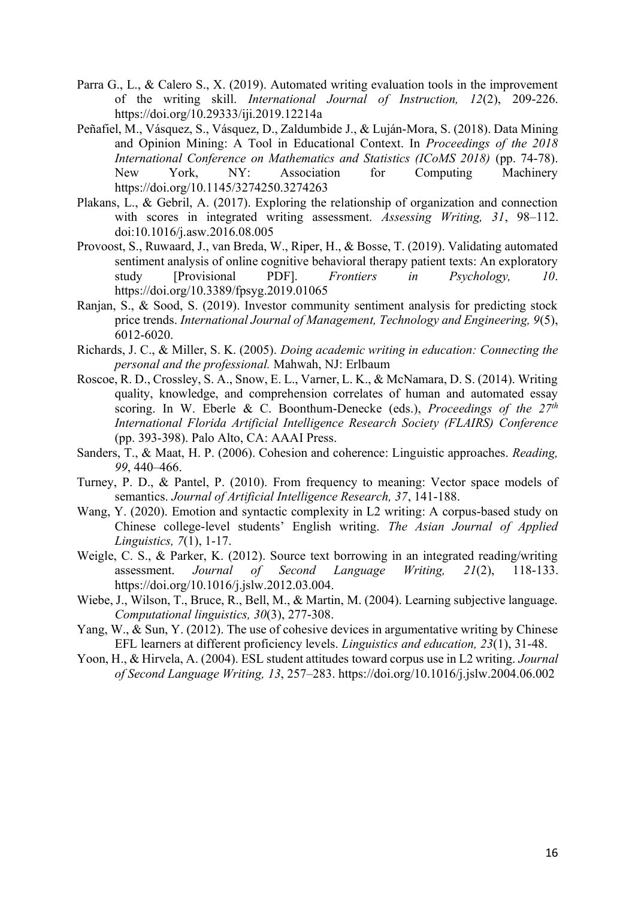Parra G., L., & Calero S., X. (2019). Automated writing evaluation tools in the improvement of the writing skill. *International Journal of Instruction, 12*(2), 209-226. https://doi.org/10.29333/iji.2019.12214a

Peñafiel, M., Vásquez, S., Vásquez, D., Zaldumbide J., & Luján-Mora, S. (2018). Data Mining and Opinion Mining: A Tool in Educational Context. In *Proceedings of the 2018 International Conference on Mathematics and Statistics (ICoMS 2018)* (pp. 74-78). New York, NY: Association for Computing Machinery https://doi.org/10.1145/3274250.3274263

Plakans, L., & Gebril, A. (2017). Exploring the relationship of organization and connection with scores in integrated writing assessment. *Assessing Writing, 31*, 98–112. doi:10.1016/j.asw.2016.08.005

Provoost, S., Ruwaard, J., van Breda, W., Riper, H., & Bosse, T. (2019). Validating automated sentiment analysis of online cognitive behavioral therapy patient texts: An exploratory study [Provisional PDF]. *Frontiers in Psychology, 10*. https://doi.org/10.3389/fpsyg.2019.01065

Ranjan, S., & Sood, S. (2019). Investor community sentiment analysis for predicting stock price trends. *International Journal of Management, Technology and Engineering, 9*(5), 6012-6020.

Richards, J. C., & Miller, S. K. (2005). *Doing academic writing in education: Connecting the personal and the professional.* Mahwah, NJ: Erlbaum

Roscoe, R. D., Crossley, S. A., Snow, E. L., Varner, L. K., & McNamara, D. S. (2014). Writing quality, knowledge, and comprehension correlates of human and automated essay scoring. In W. Eberle & C. Boonthum-Denecke (eds.), *Proceedings of the 27th International Florida Artificial Intelligence Research Society (FLAIRS) Conference* (pp. 393-398). Palo Alto, CA: AAAI Press.

Sanders, T., & Maat, H. P. (2006). Cohesion and coherence: Linguistic approaches. *Reading, 99*, 440–466.

Turney, P. D., & Pantel, P. (2010). From frequency to meaning: Vector space models of semantics. *Journal of Artificial Intelligence Research, 37*, 141-188.

Wang, Y. (2020). Emotion and syntactic complexity in L2 writing: A corpus-based study on Chinese college-level students' English writing. *The Asian Journal of Applied Linguistics, 7*(1), 1-17.

Weigle, C. S., & Parker, K. (2012). Source text borrowing in an integrated reading/writing assessment. *Journal of Second Language Writing, 21*(2), 118-133. https://doi.org/10.1016/j.jslw.2012.03.004.

Wiebe, J., Wilson, T., Bruce, R., Bell, M., & Martin, M. (2004). Learning subjective language. *Computational linguistics, 30*(3), 277-308.

Yang, W., & Sun, Y. (2012). The use of cohesive devices in argumentative writing by Chinese EFL learners at different proficiency levels. *Linguistics and education, 23*(1), 31-48.

Yoon, H., & Hirvela, A. (2004). ESL student attitudes toward corpus use in L2 writing. *Journal of Second Language Writing, 13*, 257–283. https://doi.org/10.1016/j.jslw.2004.06.002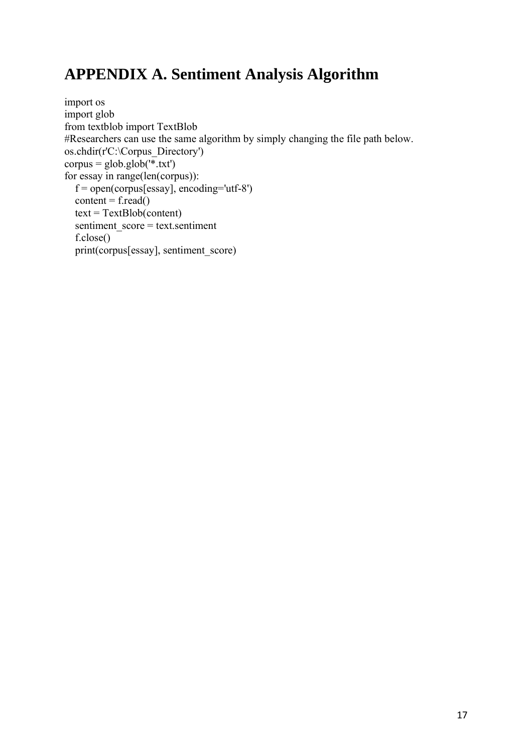# APPENDIX A. Sentiment Analysis Algorithm

```
import os
import glob
from textblob import TextBlob
#Researchers can use the same algorithm by simply changing the file path below.
os.chdir(r'C:\Corpus_Directory')
corpus = glob.glob('*.txt')
for essay in range(len(corpus)):
    f = open(corpus[essay], encoding='utf-8')
    content = f.read()
    text = TextBlob(content)
    sentiment_score = text.sentiment
    f.close()
    print(corpus[essay], sentiment_score)
```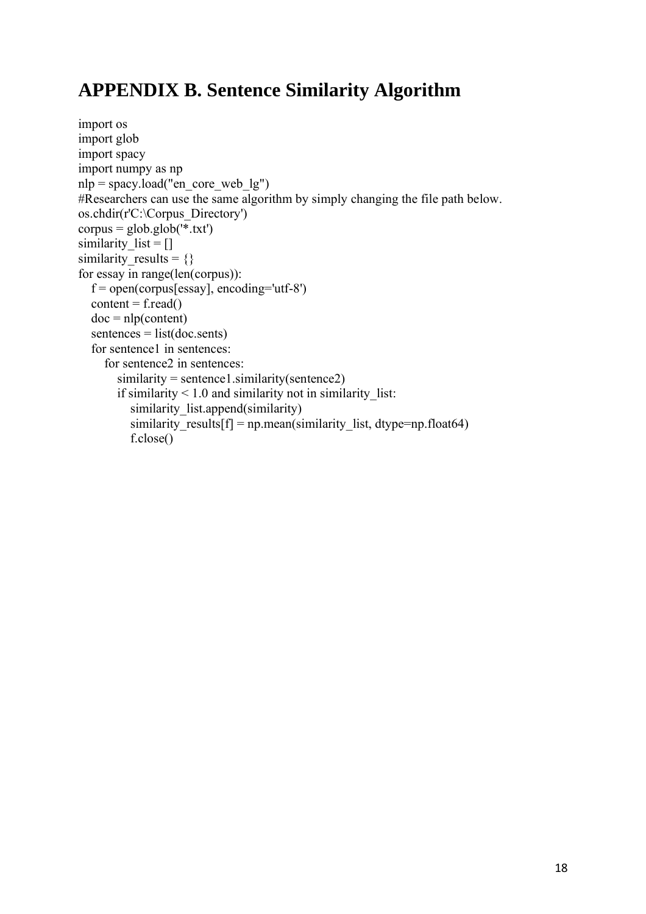## APPENDIX B. Sentence Similarity Algorithm

```
import os
import glob
import spacy
import numpy as np
nlp = spacy.load("en_core_web_lg")
#Researchers can use the same algorithm by simply changing the file path below.
os.chdir(r'C:\Corpus_Directory')
corpus = glob.glob('*.txt')
similarity_list = []
similarity_results = {}
for essay in range(len(corpus)):
    f = open(corpus[essay], encoding='utf-8')
    content = f.read()
    doc = nlp(content)
    sentences = list(doc.sents)
    for sentence1 in sentences:
        for sentence2 in sentences:
            similarity = sentence1.similarity(sentence2)
            if similarity < 1.0 and similarity not in similarity_list:
                similarity_list.append(similarity)
                similarity_results[f] = np.mean(similarity_list, dtype=np.float64)
                f.close()
```